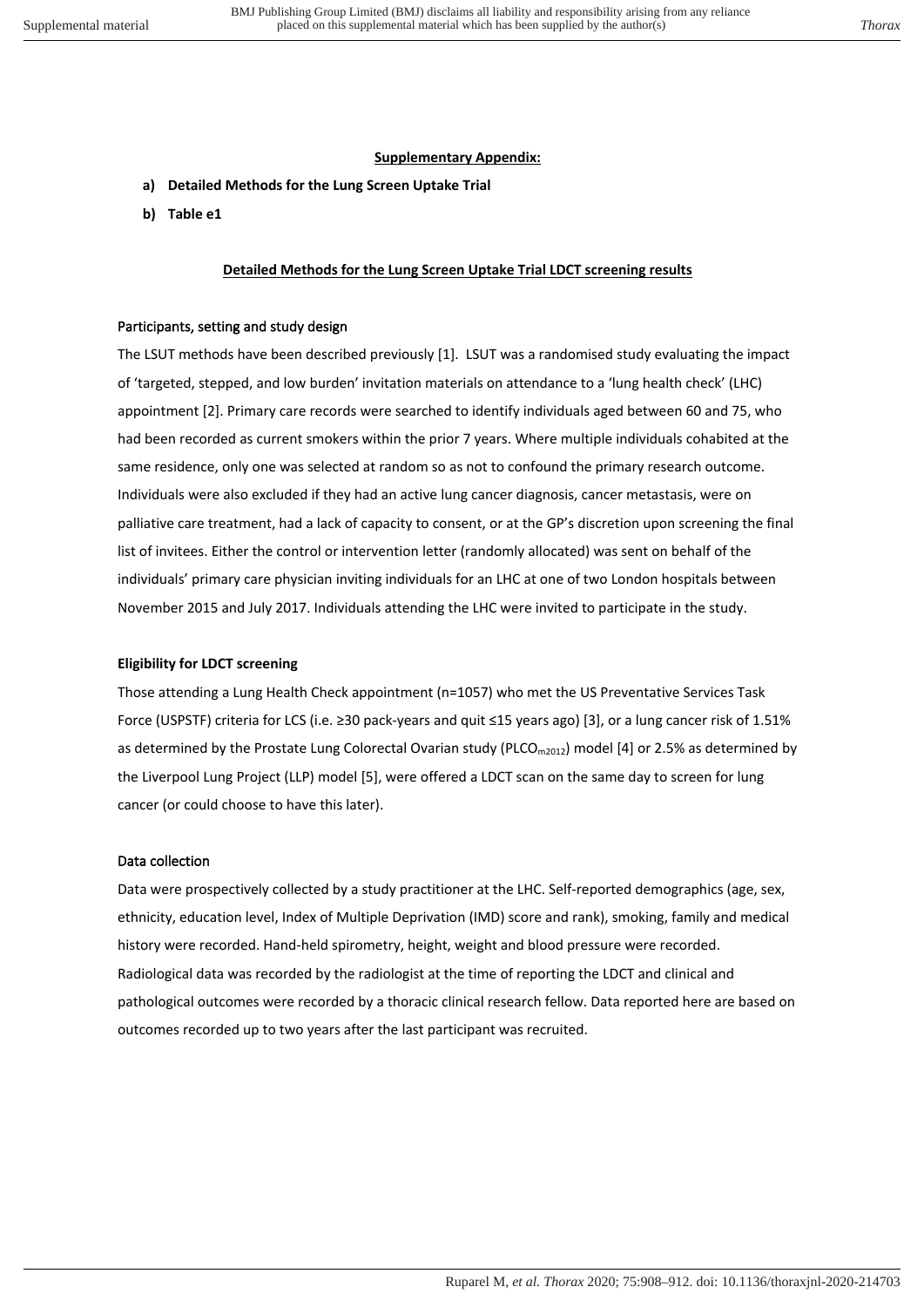## Supplementary Appendix:

**a) Detailed Methods for the Lung Screen Uptake Trial**

**b) Table e1**

## Detailed Methods for the Lung Screen Uptake Trial LDCT screening results

### Participants, setting and study design

The LSUT methods have been described previously [1]. LSUT was a randomised study evaluating the impact of 'targeted, stepped, and low burden' invitation materials on attendance to a 'lung health check' (LHC) appointment [2]. Primary care records were searched to identify individuals aged between 60 and 75, who had been recorded as current smokers within the prior 7 years. Where multiple individuals cohabited at the same residence, only one was selected at random so as not to confound the primary research outcome. Individuals were also excluded if they had an active lung cancer diagnosis, cancer metastasis, were on palliative care treatment, had a lack of capacity to consent, or at the GP's discretion upon screening the final list of invitees. Either the control or intervention letter (randomly allocated) was sent on behalf of the individuals' primary care physician inviting individuals for an LHC at one of two London hospitals between November 2015 and July 2017. Individuals attending the LHC were invited to participate in the study.

### Eligibility for LDCT screening

Those attending a Lung Health Check appointment (n=1057) who met the US Preventative Services Task Force (USPSTF) criteria for LCS (i.e. ≥30 pack-years and quit ≤15 years ago) [3], or a lung cancer risk of 1.51% as determined by the Prostate Lung Colorectal Ovarian study ($PLCO_{m2012}$) model [4] or 2.5% as determined by the Liverpool Lung Project (LLP) model [5], were offered a LDCT scan on the same day to screen for lung cancer (or could choose to have this later).

### Data collection

Data were prospectively collected by a study practitioner at the LHC. Self-reported demographics (age, sex, ethnicity, education level, Index of Multiple Deprivation (IMD) score and rank), smoking, family and medical history were recorded. Hand-held spirometry, height, weight and blood pressure were recorded. Radiological data was recorded by the radiologist at the time of reporting the LDCT and clinical and pathological outcomes were recorded by a thoracic clinical research fellow. Data reported here are based on outcomes recorded up to two years after the last participant was recruited.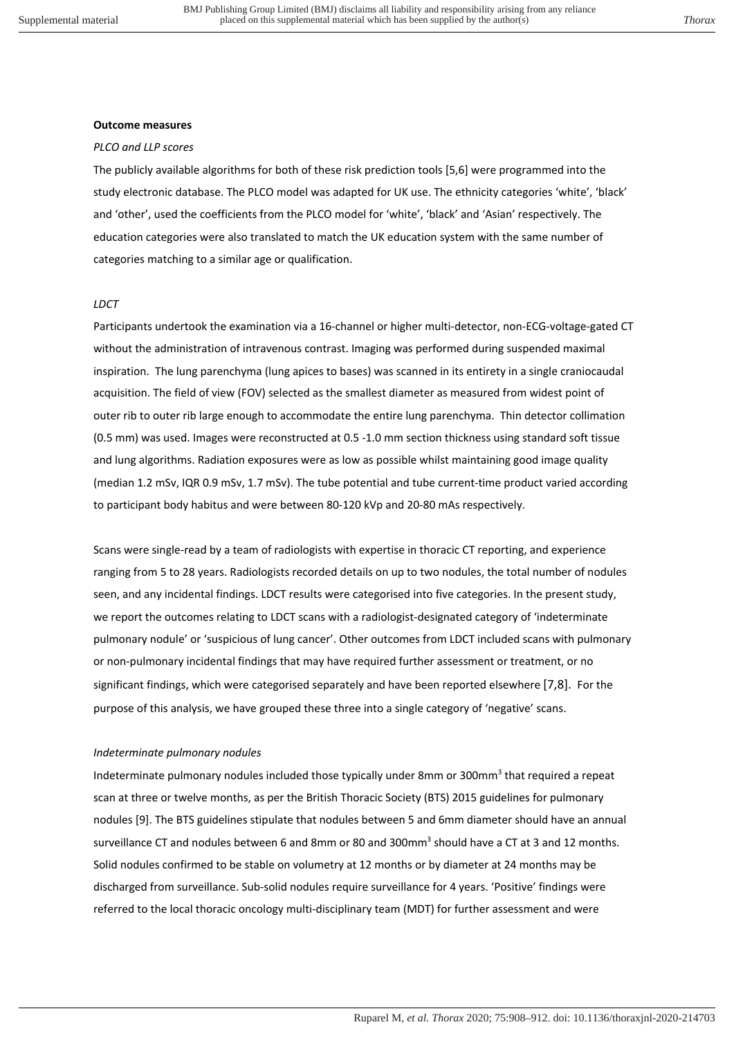**Outcome measures**

*PLCO and LLP scores*

The publicly available algorithms for both of these risk prediction tools [5,6] were programmed into the study electronic database. The PLCO model was adapted for UK use. The ethnicity categories 'white', 'black' and 'other', used the coefficients from the PLCO model for 'white', 'black' and 'Asian' respectively. The education categories were also translated to match the UK education system with the same number of categories matching to a similar age or qualification.

*LDCT*

Participants undertook the examination via a 16-channel or higher multi-detector, non-ECG-voltage-gated CT without the administration of intravenous contrast. Imaging was performed during suspended maximal inspiration. The lung parenchyma (lung apices to bases) was scanned in its entirety in a single craniocaudal acquisition. The field of view (FOV) selected as the smallest diameter as measured from widest point of outer rib to outer rib large enough to accommodate the entire lung parenchyma. Thin detector collimation (0.5 mm) was used. Images were reconstructed at 0.5 -1.0 mm section thickness using standard soft tissue and lung algorithms. Radiation exposures were as low as possible whilst maintaining good image quality (median 1.2 mSv, IQR 0.9 mSv, 1.7 mSv). The tube potential and tube current-time product varied according to participant body habitus and were between 80-120 kVp and 20-80 mAs respectively.

Scans were single-read by a team of radiologists with expertise in thoracic CT reporting, and experience ranging from 5 to 28 years. Radiologists recorded details on up to two nodules, the total number of nodules seen, and any incidental findings. LDCT results were categorised into five categories. In the present study, we report the outcomes relating to LDCT scans with a radiologist-designated category of 'indeterminate pulmonary nodule' or 'suspicious of lung cancer'. Other outcomes from LDCT included scans with pulmonary or non-pulmonary incidental findings that may have required further assessment or treatment, or no significant findings, which were categorised separately and have been reported elsewhere [7,8]. For the purpose of this analysis, we have grouped these three into a single category of 'negative' scans.

*Indeterminate pulmonary nodules*

Indeterminate pulmonary nodules included those typically under 8mm or 300mm$^3$ that required a repeat scan at three or twelve months, as per the British Thoracic Society (BTS) 2015 guidelines for pulmonary nodules [9]. The BTS guidelines stipulate that nodules between 5 and 6mm diameter should have an annual surveillance CT and nodules between 6 and 8mm or 80 and 300mm$^3$ should have a CT at 3 and 12 months. Solid nodules confirmed to be stable on volumetry at 12 months or by diameter at 24 months may be discharged from surveillance. Sub-solid nodules require surveillance for 4 years. 'Positive' findings were referred to the local thoracic oncology multi-disciplinary team (MDT) for further assessment and were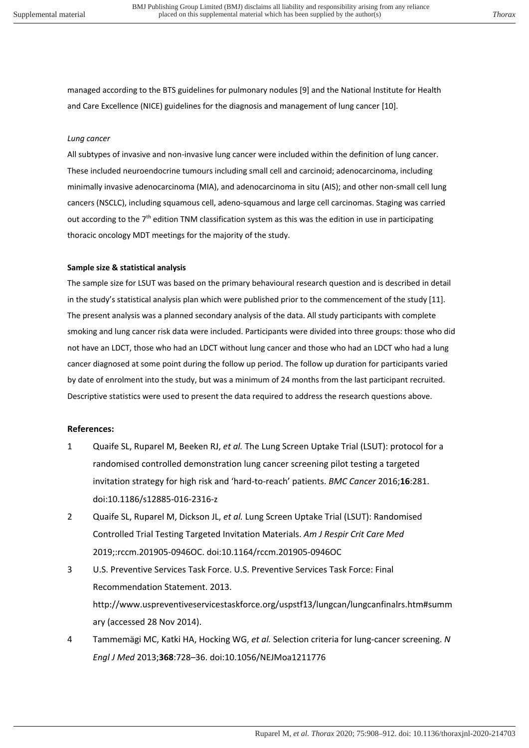managed according to the BTS guidelines for pulmonary nodules [9] and the National Institute for Health and Care Excellence (NICE) guidelines for the diagnosis and management of lung cancer [10].

*Lung cancer*

All subtypes of invasive and non-invasive lung cancer were included within the definition of lung cancer. These included neuroendocrine tumours including small cell and carcinoid; adenocarcinoma, including minimally invasive adenocarcinoma (MIA), and adenocarcinoma in situ (AIS); and other non-small cell lung cancers (NSCLC), including squamous cell, adeno-squamous and large cell carcinomas. Staging was carried out according to the 7th edition TNM classification system as this was the edition in use in participating thoracic oncology MDT meetings for the majority of the study.

**Sample size & statistical analysis**

The sample size for LSUT was based on the primary behavioural research question and is described in detail in the study's statistical analysis plan which were published prior to the commencement of the study [11]. The present analysis was a planned secondary analysis of the data. All study participants with complete smoking and lung cancer risk data were included. Participants were divided into three groups: those who did not have an LDCT, those who had an LDCT without lung cancer and those who had an LDCT who had a lung cancer diagnosed at some point during the follow up period. The follow up duration for participants varied by date of enrolment into the study, but was a minimum of 24 months from the last participant recruited. Descriptive statistics were used to present the data required to address the research questions above.

## References:

1. Quaife SL, Ruparel M, Beeken RJ, *et al.* The Lung Screen Uptake Trial (LSUT): protocol for a randomised controlled demonstration lung cancer screening pilot testing a targeted invitation strategy for high risk and 'hard-to-reach' patients. *BMC Cancer* 2016;**16**:281. doi:10.1186/s12885-016-2316-z
2. Quaife SL, Ruparel M, Dickson JL, *et al.* Lung Screen Uptake Trial (LSUT): Randomised Controlled Trial Testing Targeted Invitation Materials. *Am J Respir Crit Care Med* 2019;:rccm.201905-0946OC. doi:10.1164/rccm.201905-0946OC
3. U.S. Preventive Services Task Force. U.S. Preventive Services Task Force: Final Recommendation Statement. 2013. http://www.uspreventiveservicestaskforce.org/uspstf13/lungcan/lungcanfinalrs.htm#summary (accessed 28 Nov 2014).
4. Tammemägi MC, Katki HA, Hocking WG, *et al.* Selection criteria for lung-cancer screening. *N Engl J Med* 2013;**368**:728–36. doi:10.1056/NEJMoa1211776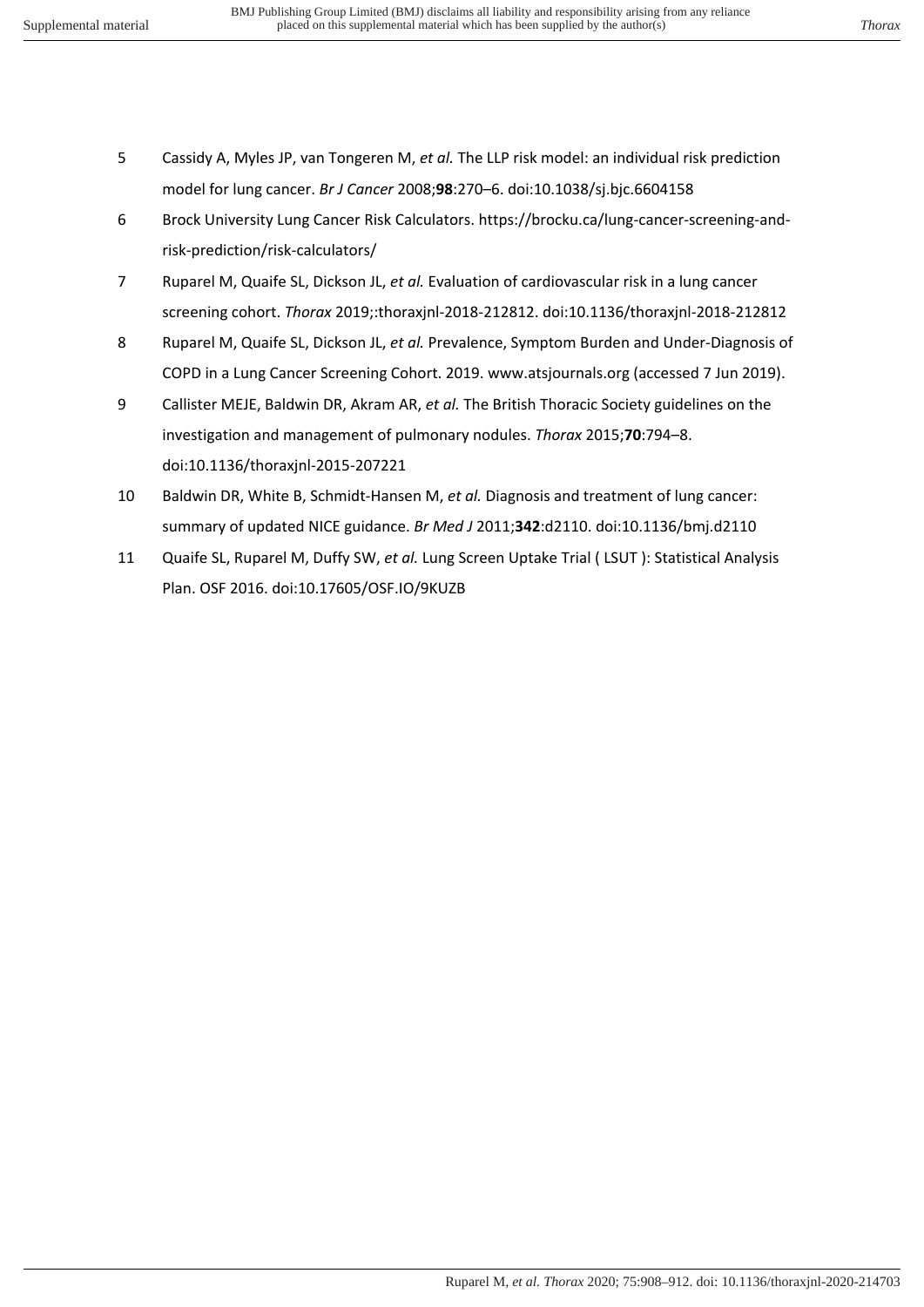5. Cassidy A, Myles JP, van Tongeren M, *et al.* The LLP risk model: an individual risk prediction model for lung cancer. *Br J Cancer* 2008;**98**:270–6. doi:10.1038/sj.bjc.6604158
6. Brock University Lung Cancer Risk Calculators. https://brocku.ca/lung-cancer-screening-and-risk-prediction/risk-calculators/
7. Ruparel M, Quaife SL, Dickson JL, *et al.* Evaluation of cardiovascular risk in a lung cancer screening cohort. *Thorax* 2019;:thoraxjnl-2018-212812. doi:10.1136/thoraxjnl-2018-212812
8. Ruparel M, Quaife SL, Dickson JL, *et al.* Prevalence, Symptom Burden and Under-Diagnosis of COPD in a Lung Cancer Screening Cohort. 2019. www.atsjournals.org (accessed 7 Jun 2019).
9. Callister MEJE, Baldwin DR, Akram AR, *et al.* The British Thoracic Society guidelines on the investigation and management of pulmonary nodules. *Thorax* 2015;**70**:794–8. doi:10.1136/thoraxjnl-2015-207221
10. Baldwin DR, White B, Schmidt-Hansen M, *et al.* Diagnosis and treatment of lung cancer: summary of updated NICE guidance. *Br Med J* 2011;**342**:d2110. doi:10.1136/bmj.d2110
11. Quaife SL, Ruparel M, Duffy SW, *et al.* Lung Screen Uptake Trial ( LSUT ): Statistical Analysis Plan. OSF 2016. doi:10.17605/OSF.IO/9KUZB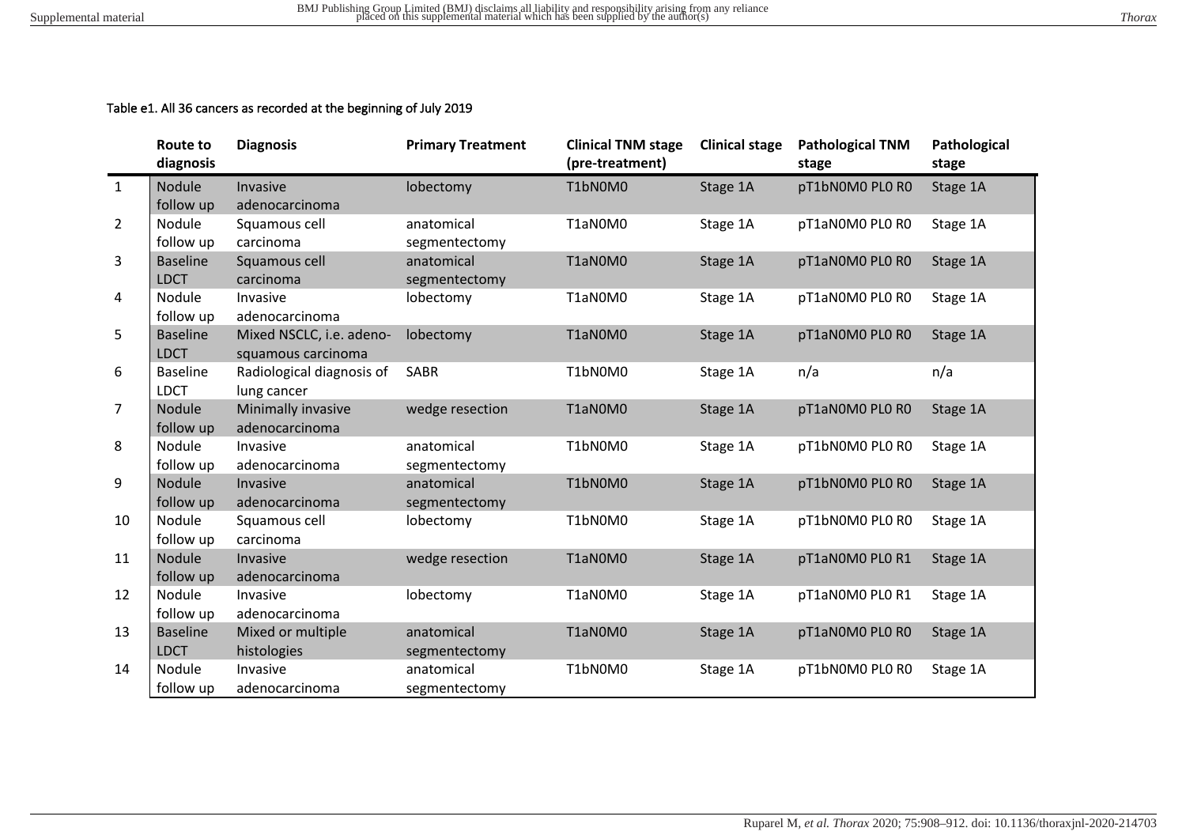Table e1. All 36 cancers as recorded at the beginning of July 2019

| | Route to diagnosis | Diagnosis | Primary Treatment | Clinical TNM stage (pre-treatment) | Clinical stage | Pathological TNM stage | Pathological stage |
|---|---|---|---|---|---|---|---|
| 1 | Nodule follow up | Invasive adenocarcinoma | lobectomy | T1bN0M0 | Stage 1A | pT1bN0M0 PL0 R0 | Stage 1A |
| 2 | Nodule follow up | Squamous cell carcinoma | anatomical segmentectomy | T1aN0M0 | Stage 1A | pT1aN0M0 PL0 R0 | Stage 1A |
| 3 | Baseline LDCT | Squamous cell carcinoma | anatomical segmentectomy | T1aN0M0 | Stage 1A | pT1aN0M0 PL0 R0 | Stage 1A |
| 4 | Nodule follow up | Invasive adenocarcinoma | lobectomy | T1aN0M0 | Stage 1A | pT1aN0M0 PL0 R0 | Stage 1A |
| 5 | Baseline LDCT | Mixed NSCLC, i.e. adeno-squamous carcinoma | lobectomy | T1aN0M0 | Stage 1A | pT1aN0M0 PL0 R0 | Stage 1A |
| 6 | Baseline LDCT | Radiological diagnosis of lung cancer | SABR | T1bN0M0 | Stage 1A | n/a | n/a |
| 7 | Nodule follow up | Minimally invasive adenocarcinoma | wedge resection | T1aN0M0 | Stage 1A | pT1aN0M0 PL0 R0 | Stage 1A |
| 8 | Nodule follow up | Invasive adenocarcinoma | anatomical segmentectomy | T1bN0M0 | Stage 1A | pT1bN0M0 PL0 R0 | Stage 1A |
| 9 | Nodule follow up | Invasive adenocarcinoma | anatomical segmentectomy | T1bN0M0 | Stage 1A | pT1bN0M0 PL0 R0 | Stage 1A |
| 10 | Nodule follow up | Squamous cell carcinoma | lobectomy | T1bN0M0 | Stage 1A | pT1bN0M0 PL0 R0 | Stage 1A |
| 11 | Nodule follow up | Invasive adenocarcinoma | wedge resection | T1aN0M0 | Stage 1A | pT1aN0M0 PL0 R1 | Stage 1A |
| 12 | Nodule follow up | Invasive adenocarcinoma | lobectomy | T1aN0M0 | Stage 1A | pT1aN0M0 PL0 R1 | Stage 1A |
| 13 | Baseline LDCT | Mixed or multiple histologies | anatomical segmentectomy | T1aN0M0 | Stage 1A | pT1aN0M0 PL0 R0 | Stage 1A |
| 14 | Nodule follow up | Invasive adenocarcinoma | anatomical segmentectomy | T1bN0M0 | Stage 1A | pT1bN0M0 PL0 R0 | Stage 1A |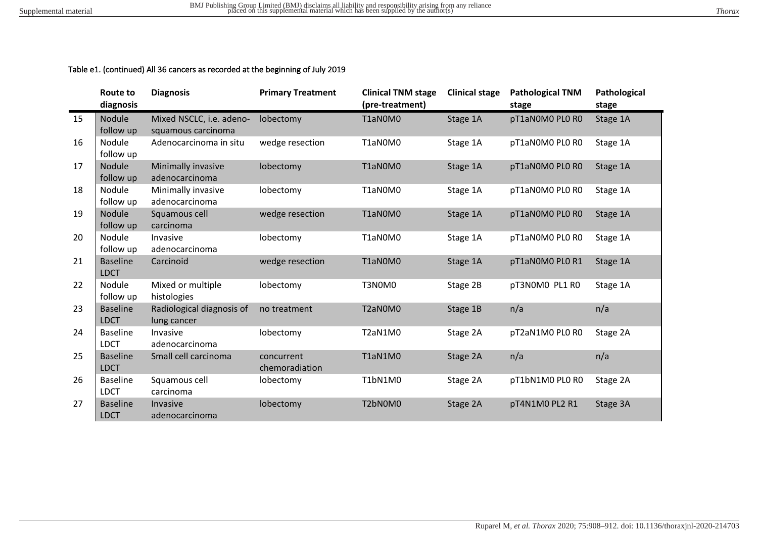Table e1. (continued) All 36 cancers as recorded at the beginning of July 2019

| | Route to diagnosis | Diagnosis | Primary Treatment | Clinical TNM stage (pre-treatment) | Clinical stage | Pathological TNM stage | Pathological stage |
|---|---|---|---|---|---|---|---|
| 15 | Nodule follow up | Mixed NSCLC, i.e. adeno-squamous carcinoma | lobectomy | T1aN0M0 | Stage 1A | pT1aN0M0 PL0 R0 | Stage 1A |
| 16 | Nodule follow up | Adenocarcinoma in situ | wedge resection | T1aN0M0 | Stage 1A | pT1aN0M0 PL0 R0 | Stage 1A |
| 17 | Nodule follow up | Minimally invasive adenocarcinoma | lobectomy | T1aN0M0 | Stage 1A | pT1aN0M0 PL0 R0 | Stage 1A |
| 18 | Nodule follow up | Minimally invasive adenocarcinoma | lobectomy | T1aN0M0 | Stage 1A | pT1aN0M0 PL0 R0 | Stage 1A |
| 19 | Nodule follow up | Squamous cell carcinoma | wedge resection | T1aN0M0 | Stage 1A | pT1aN0M0 PL0 R0 | Stage 1A |
| 20 | Nodule follow up | Invasive adenocarcinoma | lobectomy | T1aN0M0 | Stage 1A | pT1aN0M0 PL0 R0 | Stage 1A |
| 21 | Baseline LDCT | Carcinoid | wedge resection | T1aN0M0 | Stage 1A | pT1aN0M0 PL0 R1 | Stage 1A |
| 22 | Nodule follow up | Mixed or multiple histologies | lobectomy | T3N0M0 | Stage 2B | pT3N0M0 PL1 R0 | Stage 1A |
| 23 | Baseline LDCT | Radiological diagnosis of lung cancer | no treatment | T2aN0M0 | Stage 1B | n/a | n/a |
| 24 | Baseline LDCT | Invasive adenocarcinoma | lobectomy | T2aN1M0 | Stage 2A | pT2aN1M0 PL0 R0 | Stage 2A |
| 25 | Baseline LDCT | Small cell carcinoma | concurrent chemoradiation | T1aN1M0 | Stage 2A | n/a | n/a |
| 26 | Baseline LDCT | Squamous cell carcinoma | lobectomy | T1bN1M0 | Stage 2A | pT1bN1M0 PL0 R0 | Stage 2A |
| 27 | Baseline LDCT | Invasive adenocarcinoma | lobectomy | T2bN0M0 | Stage 2A | pT4N1M0 PL2 R1 | Stage 3A |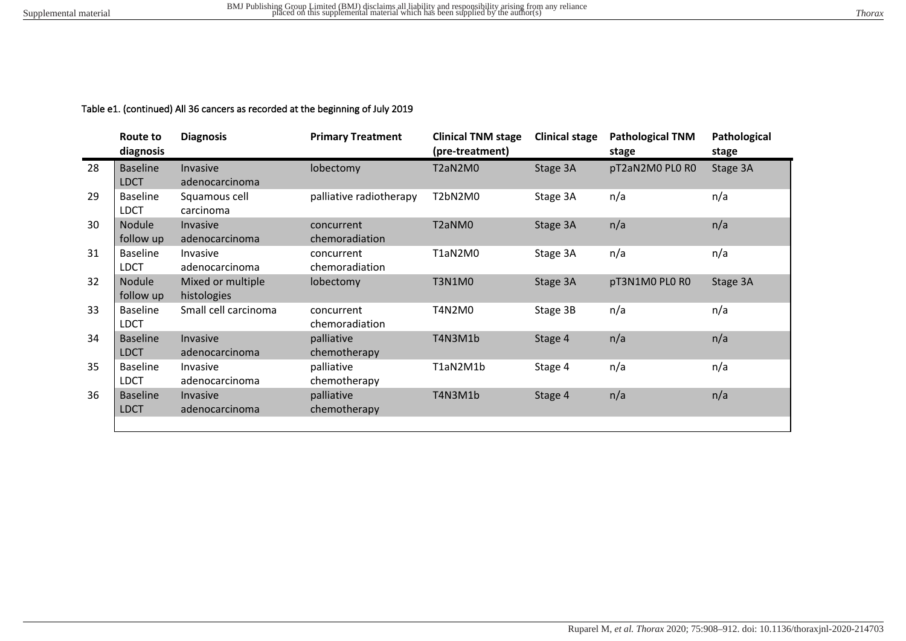Table e1. (continued) All 36 cancers as recorded at the beginning of July 2019

| | Route to diagnosis | Diagnosis | Primary Treatment | Clinical TNM stage (pre-treatment) | Clinical stage | Pathological TNM stage | Pathological stage |
|---|---|---|---|---|---|---|---|
| 28 | Baseline LDCT | Invasive adenocarcinoma | lobectomy | T2aN2M0 | Stage 3A | pT2aN2M0 PL0 R0 | Stage 3A |
| 29 | Baseline LDCT | Squamous cell carcinoma | palliative radiotherapy | T2bN2M0 | Stage 3A | n/a | n/a |
| 30 | Nodule follow up | Invasive adenocarcinoma | concurrent chemoradiation | T2aNM0 | Stage 3A | n/a | n/a |
| 31 | Baseline LDCT | Invasive adenocarcinoma | concurrent chemoradiation | T1aN2M0 | Stage 3A | n/a | n/a |
| 32 | Nodule follow up | Mixed or multiple histologies | lobectomy | T3N1M0 | Stage 3A | pT3N1M0 PL0 R0 | Stage 3A |
| 33 | Baseline LDCT | Small cell carcinoma | concurrent chemoradiation | T4N2M0 | Stage 3B | n/a | n/a |
| 34 | Baseline LDCT | Invasive adenocarcinoma | palliative chemotherapy | T4N3M1b | Stage 4 | n/a | n/a |
| 35 | Baseline LDCT | Invasive adenocarcinoma | palliative chemotherapy | T1aN2M1b | Stage 4 | n/a | n/a |
| 36 | Baseline LDCT | Invasive adenocarcinoma | palliative chemotherapy | T4N3M1b | Stage 4 | n/a | n/a |